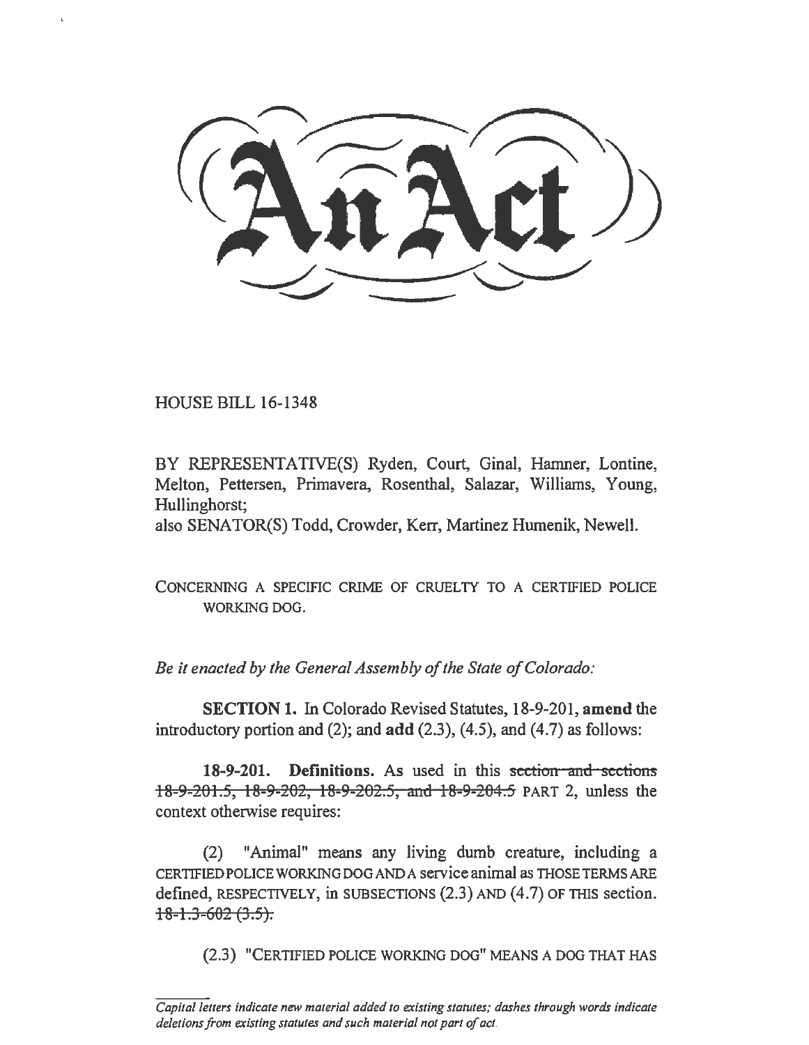# An Act

HOUSE BILL 16-1348

BY REPRESENTATIVE(S) Ryden, Court, Ginal, Hamner, Lontine, Melton, Pettersen, Primavera, Rosenthal, Salazar, Williams, Young, Hullinghorst;
also SENATOR(S) Todd, Crowder, Kerr, Martinez Humenik, Newell.

CONCERNING A SPECIFIC CRIME OF CRUELTY TO A CERTIFIED POLICE WORKING DOG.

*Be it enacted by the General Assembly of the State of Colorado:*

**SECTION 1.** In Colorado Revised Statutes, 18-9-201, **amend** the introductory portion and (2); and **add** (2.3), (4.5), and (4.7) as follows:

**18-9-201. Definitions.** As used in this ~~section and sections 18-9-201.5, 18-9-202, 18-9-202.5, and 18-9-204.5~~ PART 2, unless the context otherwise requires:

(2) "Animal" means any living dumb creature, including a CERTIFIED POLICE WORKING DOG AND A service animal as THOSE TERMS ARE defined, RESPECTIVELY, in SUBSECTIONS (2.3) AND (4.7) OF THIS section. ~~18-1.3-602 (3.5).~~

(2.3) "CERTIFIED POLICE WORKING DOG" MEANS A DOG THAT HAS

*Capital letters indicate new material added to existing statutes; dashes through words indicate deletions from existing statutes and such material not part of act.*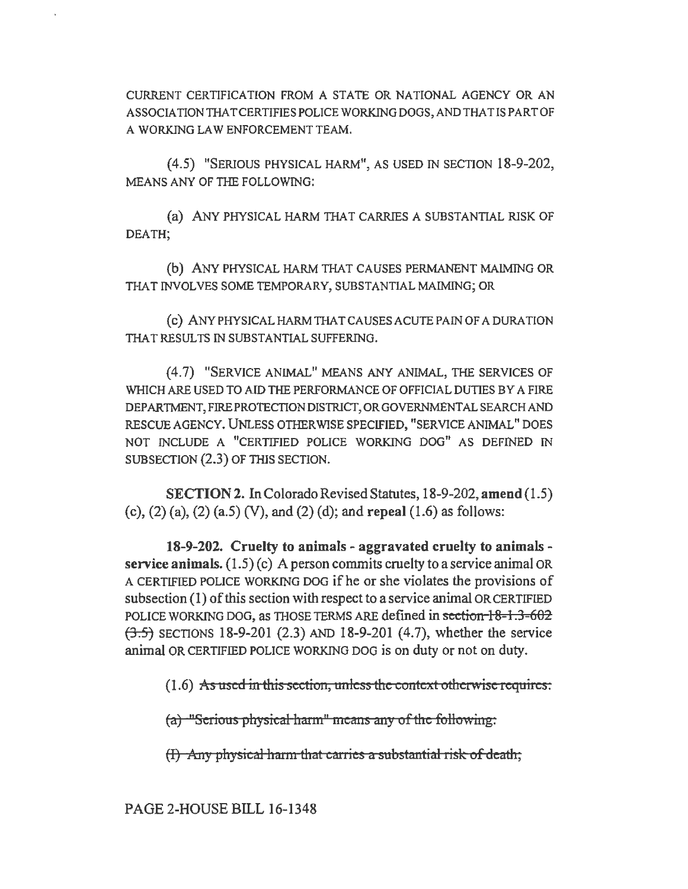CURRENT CERTIFICATION FROM A STATE OR NATIONAL AGENCY OR AN ASSOCIATION THAT CERTIFIES POLICE WORKING DOGS, AND THAT IS PART OF A WORKING LAW ENFORCEMENT TEAM.

(4.5) "SERIOUS PHYSICAL HARM", AS USED IN SECTION 18-9-202, MEANS ANY OF THE FOLLOWING:

(a) ANY PHYSICAL HARM THAT CARRIES A SUBSTANTIAL RISK OF DEATH;

(b) ANY PHYSICAL HARM THAT CAUSES PERMANENT MAIMING OR THAT INVOLVES SOME TEMPORARY, SUBSTANTIAL MAIMING; OR

(c) ANY PHYSICAL HARM THAT CAUSES ACUTE PAIN OF A DURATION THAT RESULTS IN SUBSTANTIAL SUFFERING.

(4.7) "SERVICE ANIMAL" MEANS ANY ANIMAL, THE SERVICES OF WHICH ARE USED TO AID THE PERFORMANCE OF OFFICIAL DUTIES BY A FIRE DEPARTMENT, FIRE PROTECTION DISTRICT, OR GOVERNMENTAL SEARCH AND RESCUE AGENCY. UNLESS OTHERWISE SPECIFIED, "SERVICE ANIMAL" DOES NOT INCLUDE A "CERTIFIED POLICE WORKING DOG" AS DEFINED IN SUBSECTION (2.3) OF THIS SECTION.

**SECTION 2.** In Colorado Revised Statutes, 18-9-202, **amend** (1.5) (c), (2) (a), (2) (a.5) (V), and (2) (d); and **repeal** (1.6) as follows:

**18-9-202. Cruelty to animals - aggravated cruelty to animals - service animals.** (1.5) (c) A person commits cruelty to a service animal OR A CERTIFIED POLICE WORKING DOG if he or she violates the provisions of subsection (1) of this section with respect to a service animal OR CERTIFIED POLICE WORKING DOG, as THOSE TERMS ARE defined in ~~section 18-1.3-602 (3.5)~~ SECTIONS 18-9-201 (2.3) AND 18-9-201 (4.7), whether the service animal OR CERTIFIED POLICE WORKING DOG is on duty or not on duty.

(1.6) ~~As used in this section, unless the context otherwise requires:~~

~~(a) "Serious physical harm" means any of the following:~~

~~(I) Any physical harm that carries a substantial risk of death;~~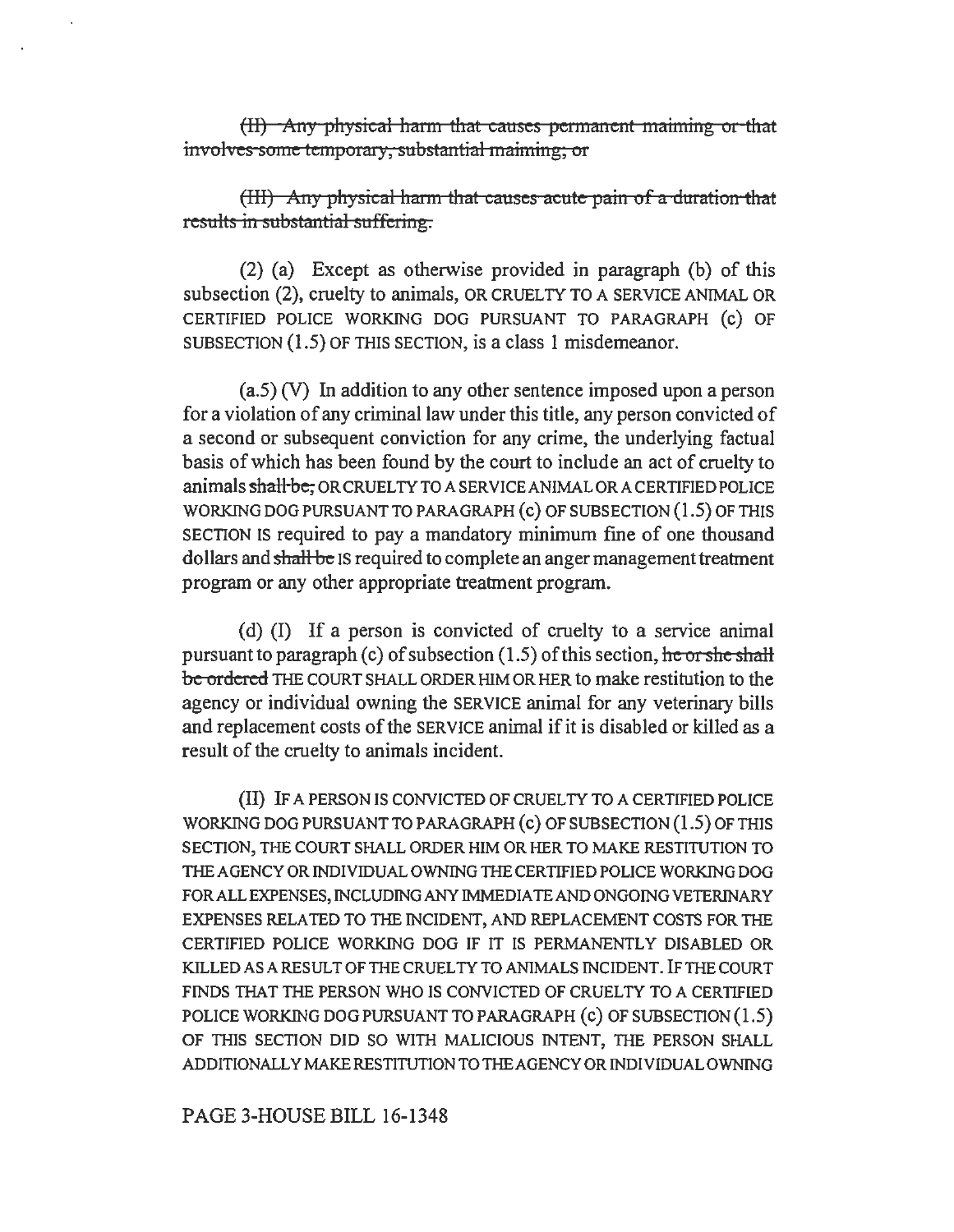~~(II) Any physical harm that causes permanent maiming or that involves some temporary, substantial maiming; or~~

~~(III) Any physical harm that causes acute pain of a duration that results in substantial suffering.~~

(2) (a) Except as otherwise provided in paragraph (b) of this subsection (2), cruelty to animals, OR CRUELTY TO A SERVICE ANIMAL OR CERTIFIED POLICE WORKING DOG PURSUANT TO PARAGRAPH (c) OF SUBSECTION (1.5) OF THIS SECTION, is a class 1 misdemeanor.

(a.5) (V) In addition to any other sentence imposed upon a person for a violation of any criminal law under this title, any person convicted of a second or subsequent conviction for any crime, the underlying factual basis of which has been found by the court to include an act of cruelty to animals ~~shall be,~~ OR CRUELTY TO A SERVICE ANIMAL OR A CERTIFIED POLICE WORKING DOG PURSUANT TO PARAGRAPH (c) OF SUBSECTION (1.5) OF THIS SECTION IS required to pay a mandatory minimum fine of one thousand dollars and ~~shall be~~ IS required to complete an anger management treatment program or any other appropriate treatment program.

(d) (I) If a person is convicted of cruelty to a service animal pursuant to paragraph (c) of subsection (1.5) of this section, ~~he or she shall be ordered~~ THE COURT SHALL ORDER HIM OR HER to make restitution to the agency or individual owning the SERVICE animal for any veterinary bills and replacement costs of the SERVICE animal if it is disabled or killed as a result of the cruelty to animals incident.

(II) IF A PERSON IS CONVICTED OF CRUELTY TO A CERTIFIED POLICE WORKING DOG PURSUANT TO PARAGRAPH (c) OF SUBSECTION (1.5) OF THIS SECTION, THE COURT SHALL ORDER HIM OR HER TO MAKE RESTITUTION TO THE AGENCY OR INDIVIDUAL OWNING THE CERTIFIED POLICE WORKING DOG FOR ALL EXPENSES, INCLUDING ANY IMMEDIATE AND ONGOING VETERINARY EXPENSES RELATED TO THE INCIDENT, AND REPLACEMENT COSTS FOR THE CERTIFIED POLICE WORKING DOG IF IT IS PERMANENTLY DISABLED OR KILLED AS A RESULT OF THE CRUELTY TO ANIMALS INCIDENT. IF THE COURT FINDS THAT THE PERSON WHO IS CONVICTED OF CRUELTY TO A CERTIFIED POLICE WORKING DOG PURSUANT TO PARAGRAPH (c) OF SUBSECTION (1.5) OF THIS SECTION DID SO WITH MALICIOUS INTENT, THE PERSON SHALL ADDITIONALLY MAKE RESTITUTION TO THE AGENCY OR INDIVIDUAL OWNING

PAGE 3-HOUSE BILL 16-1348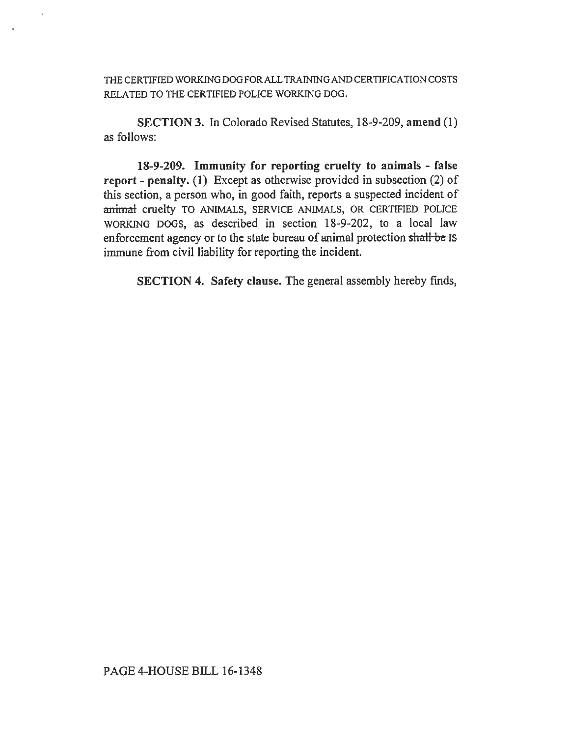THE CERTIFIED WORKING DOG FOR ALL TRAINING AND CERTIFICATION COSTS RELATED TO THE CERTIFIED POLICE WORKING DOG.

**SECTION 3.** In Colorado Revised Statutes, 18-9-209, **amend** (1) as follows:

**18-9-209. Immunity for reporting cruelty to animals - false report - penalty.** (1) Except as otherwise provided in subsection (2) of this section, a person who, in good faith, reports a suspected incident of ~~animal~~ cruelty TO ANIMALS, SERVICE ANIMALS, OR CERTIFIED POLICE WORKING DOGS, as described in section 18-9-202, to a local law enforcement agency or to the state bureau of animal protection ~~shall be~~ IS immune from civil liability for reporting the incident.

**SECTION 4. Safety clause.** The general assembly hereby finds,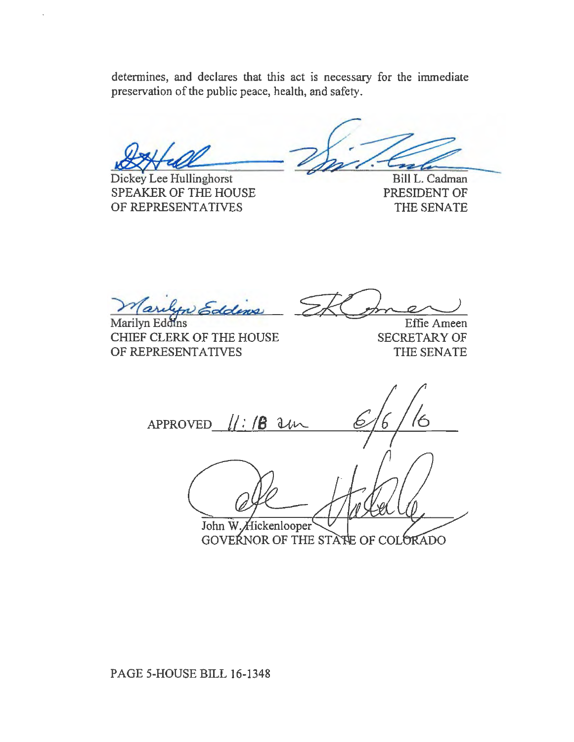determines, and declares that this act is necessary for the immediate preservation of the public peace, health, and safety.

| | |
|---|---|
| Dickey Lee Hullinghorst<br>SPEAKER OF THE HOUSE<br>OF REPRESENTATIVES | Bill L. Cadman<br>PRESIDENT OF<br>THE SENATE |
| Marilyn Eddins<br>CHIEF CLERK OF THE HOUSE<br>OF REPRESENTATIVES | Effie Ameen<br>SECRETARY OF<br>THE SENATE |

APPROVED 11:18 am 6/6/16

John W. Hickenlooper
GOVERNOR OF THE STATE OF COLORADO

PAGE 5-HOUSE BILL 16-1348